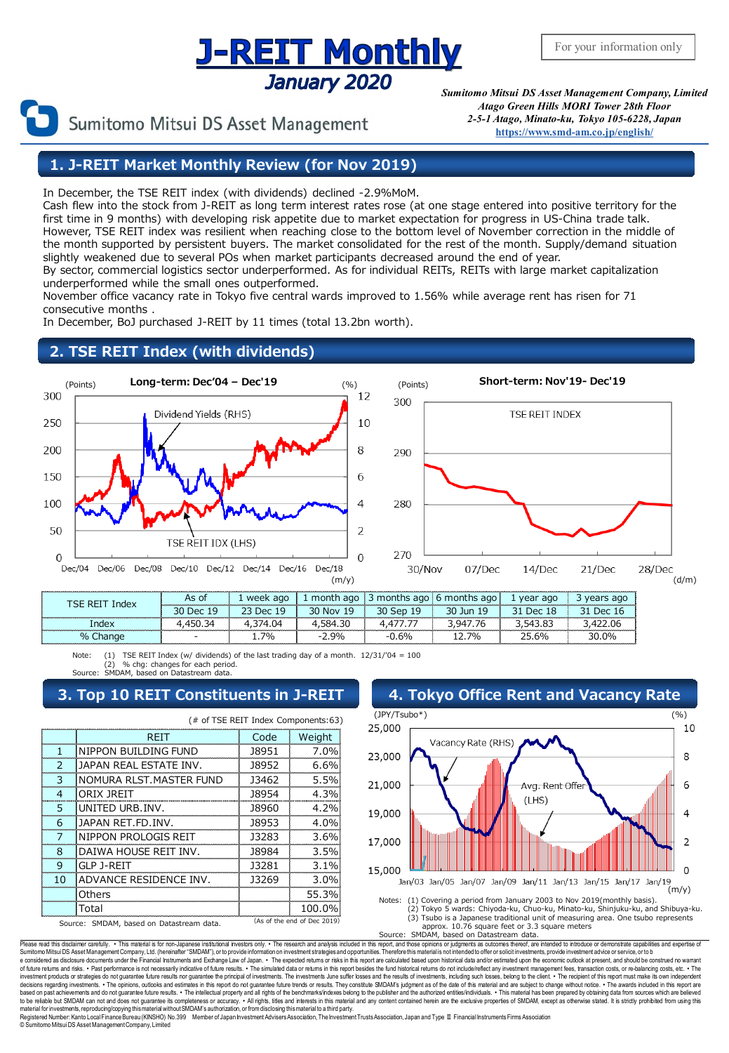# J-REIT Monthly

## January 2020

For your information only

*Sumitomo Mitsui DS Asset Management Company, Limited*
*Atago Green Hills MORI Tower 28th Floor*
*2-5-1 Atago, Minato-ku, Tokyo 105-6228, Japan*
*https://www.smd-am.co.jp/english/*

Sumitomo Mitsui DS Asset Management

## 1. J-REIT Market Monthly Review (for Nov 2019)

In December, the TSE REIT index (with dividends) declined -2.9%MoM.
Cash flew into the stock from J-REIT as long term interest rates rose (at one stage entered into positive territory for the first time in 9 months) with developing risk appetite due to market expectation for progress in US-China trade talk.
However, TSE REIT index was resilient when reaching close to the bottom level of November correction in the middle of the month supported by persistent buyers. The market consolidated for the rest of the month. Supply/demand situation slightly weakened due to several POs when market participants decreased around the end of year.
By sector, commercial logistics sector underperformed. As for individual REITs, REITs with large market capitalization underperformed while the small ones outperformed.
November office vacancy rate in Tokyo five central wards improved to 1.56% while average rent has risen for 71 consecutive months .
In December, BoJ purchased J-REIT by 11 times (total 13.2bn worth).

## 2. TSE REIT Index (with dividends)

Long-term: Dec'04 – Dec'19 (Points / %): Dividend Yields (RHS), TSE REIT IDX (LHS)

Short-term: Nov'19- Dec'19 (Points): TSE REIT INDEX

| TSE REIT Index | As of | 1 week ago | 1 month ago | 3 months ago | 6 months ago | 1 year ago | 3 years ago |
|---|---|---|---|---|---|---|---|
| | 30 Dec 19 | 23 Dec 19 | 30 Nov 19 | 30 Sep 19 | 30 Jun 19 | 31 Dec 18 | 31 Dec 16 |
| Index | 4,450.34 | 4,374.04 | 4,584.30 | 4,477.77 | 3,947.76 | 3,543.83 | 3,422.06 |
| % Change | - | 1.7% | -2.9% | -0.6% | 12.7% | 25.6% | 30.0% |

Note: (1) TSE REIT Index (w/ dividends) of the last trading day of a month. 12/31/'04 = 100
(2) % chg: changes for each period.
Source: SMDAM, based on Datastream data.

## 3. Top 10 REIT Constituents in J-REIT

(# of TSE REIT Index Components:63)

| | REIT | Code | Weight |
|---|---|---|---|
| 1 | NIPPON BUILDING FUND | J8951 | 7.0% |
| 2 | JAPAN REAL ESTATE INV. | J8952 | 6.6% |
| 3 | NOMURA RLST.MASTER FUND | J3462 | 5.5% |
| 4 | ORIX JREIT | J8954 | 4.3% |
| 5 | UNITED URB.INV. | J8960 | 4.2% |
| 6 | JAPAN RET.FD.INV. | J8953 | 4.0% |
| 7 | NIPPON PROLOGIS REIT | J3283 | 3.6% |
| 8 | DAIWA HOUSE REIT INV. | J8984 | 3.5% |
| 9 | GLP J-REIT | J3281 | 3.1% |
| 10 | ADVANCE RESIDENCE INV. | J3269 | 3.0% |
| | Others | | 55.3% |
| | Total | | 100.0% |

(As of the end of Dec 2019)

Source: SMDAM, based on Datastream data.

## 4. Tokyo Office Rent and Vacancy Rate

(JPY/Tsubo*) / (%): Vacancy Rate (RHS), Avg. Rent Offer (LHS)

Notes: (1) Covering a period from January 2003 to Nov 2019(monthly basis).
(2) Tokyo 5 wards: Chiyoda-ku, Chuo-ku, Minato-ku, Shinjuku-ku, and Shibuya-ku.
(3) Tsubo is a Japanese traditional unit of measuring area. One tsubo represents approx. 10.76 square feet or 3.3 square meters
Source: SMDAM, based on Datastream data.

Please read this disclaimer carefully. • This material is for non-Japanese institutional investors only. • The research and analysis included in this report, and those opinions or judgments as outcomes thereof, are intended to introduce or demonstrate capabilities and expertise of Sumitomo Mitsui DS Asset Management Company, Ltd. (hereinafter "SMDAM"), or to provide information on investment strategies and opportunities. Therefore this material is not intended to offer or solicit investments, provide investment advice or service, or to be considered as disclosure documents under the Financial Instruments and Exchange Law of Japan. • The expected returns or risks in this report are calculated based upon historical data and/or estimated upon the economic outlook at present, and should be construed no warrant of future returns and risks. • Past performance is not necessarily indicative of future results. • The simulated data or returns in this report besides the fund historical returns do not include/reflect any investment management fees, transaction costs, or re-balancing costs, etc. • The investment products or strategies do not guarantee future results nor guarantee the principal of investments. The investments June suffer losses and the results of investments, including such losses, belong to the client. • The recipient of this report must make its own independent decisions regarding investments. • The opinions, outlooks and estimates in this report do not guarantee future trends or results. They constitute SMDAM's judgment as of the date of this material and are subject to change without notice. • The awards included in this report are based on past achievements and do not guarantee future results. • The intellectual property and all rights of the benchmarks/indexes belong to the publisher and the authorized entities/individuals. • This material has been prepared by obtaining data from sources which are believed to be reliable but SMDAM can not and does not guarantee its completeness or accuracy. • All rights, titles and interests in this material and any content contained herein are the exclusive properties of SMDAM, except as otherwise stated. It is strictly prohibited from using this material for investments, reproducing/copying this material without SMDAM's authorization, or from disclosing this material to a third party.
Registered Number: Kanto Local Finance Bureau (KINSHO) No.399 Member of Japan Investment Advisers Association, The Investment Trusts Association, Japan and Type II Financial Instruments Firms Association
© Sumitomo Mitsui DS Asset Management Company, Limited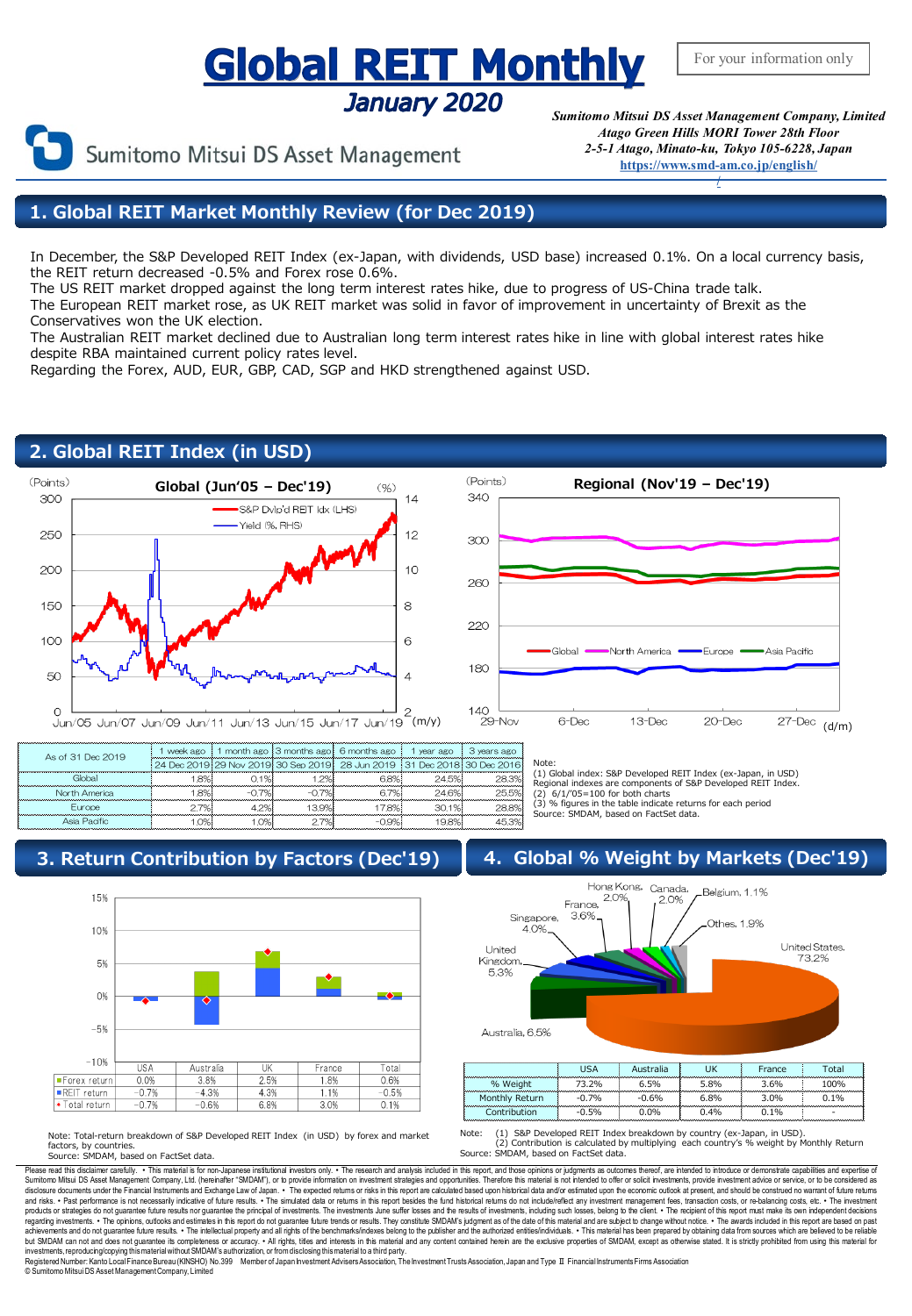# Global REIT Monthly

*January 2020*

For your information only

Sumitomo Mitsui DS Asset Management

*Sumitomo Mitsui DS Asset Management Company, Limited*
*Atago Green Hills MORI Tower 28th Floor*
*2-5-1 Atago, Minato-ku, Tokyo 105-6228, Japan*
https://www.smd-am.co.jp/english/

## 1. Global REIT Market Monthly Review (for Dec 2019)

In December, the S&P Developed REIT Index (ex-Japan, with dividends, USD base) increased 0.1%. On a local currency basis, the REIT return decreased -0.5% and Forex rose 0.6%.
The US REIT market dropped against the long term interest rates hike, due to progress of US-China trade talk.
The European REIT market rose, as UK REIT market was solid in favor of improvement in uncertainty of Brexit as the Conservatives won the UK election.
The Australian REIT market declined due to Australian long term interest rates hike in line with global interest rates hike despite RBA maintained current policy rates level.
Regarding the Forex, AUD, EUR, GBP, CAD, SGP and HKD strengthened against USD.

## 2. Global REIT Index (in USD)

Global (Jun'05 – Dec'19)
(Points) (%)
S&P Dvlp'd REIT Idx (LHS)
Yield (%, RHS)
300 250 200 150 100 50 0
14 12 10 8 6 4 2
Jun/05 Jun/07 Jun/09 Jun/11 Jun/13 Jun/15 Jun/17 Jun/19 (m/y)

Regional (Nov'19 – Dec'19)
(Points)
340 300 260 220 180 140
Global, North America, Europe, Asia Pacific
29-Nov 6-Dec 13-Dec 20-Dec 27-Dec (d/m)

| As of 31 Dec 2019 | 1 week ago | 1 month ago | 3 months ago | 6 months ago | 1 year ago | 3 years ago |
|---|---|---|---|---|---|---|
| | 24 Dec 2019 | 29 Nov 2019 | 30 Sep 2019 | 28 Jun 2019 | 31 Dec 2018 | 30 Dec 2016 |
| Global | 1.8% | 0.1% | 1.2% | 6.8% | 24.5% | 28.3% |
| North America | 1.8% | -0.7% | -0.7% | 6.7% | 24.6% | 25.5% |
| Europe | 2.7% | 4.2% | 13.9% | 17.8% | 30.1% | 28.8% |
| Asia Pacific | 1.0% | 1.0% | 2.7% | -0.9% | 19.8% | 45.3% |

Note:
(1) Global index: S&P Developed REIT Index (ex-Japan, in USD)
Regional indexes are components of S&P Developed REIT Index.
(2) 6/1/'05=100 for both charts
(3) % figures in the table indicate returns for each period
Source: SMDAM, based on FactSet data.

## 3. Return Contribution by Factors (Dec'19)

15% 10% 5% 0% −5% −10%

| | USA | Australia | UK | France | Total |
|---|---|---|---|---|---|
| Forex return | 0.0% | 3.8% | 2.5% | 1.8% | 0.6% |
| REIT return | -0.7% | -4.3% | 4.3% | 1.1% | -0.5% |
| Total return | -0.7% | -0.6% | 6.8% | 3.0% | 0.1% |

Note: Total-return breakdown of S&P Developed REIT Index (in USD) by forex and market factors, by countries.
Source: SMDAM, based on FactSet data.

## 4. Global % Weight by Markets (Dec'19)

United States, 73.2%; Australia, 6.5%; United Kingdom, 5.3%; Singapore, 4.0%; France, 3.6%; Hong Kong, 2.0%; Canada, 2.0%; Belgium, 1.1%; Othes, 1.9%

| | USA | Australia | UK | France | Total |
|---|---|---|---|---|---|
| % Weight | 73.2% | 6.5% | 5.8% | 3.6% | 100% |
| Monthly Return | -0.7% | -0.6% | 6.8% | 3.0% | 0.1% |
| Contribution | -0.5% | 0.0% | 0.4% | 0.1% | - |

Note: (1) S&P Developed REIT Index breakdown by country (ex-Japan, in USD).
(2) Contribution is calculated by multiplying each country's % weight by Monthly Return
Source: SMDAM, based on FactSet data.

Please read this disclaimer carefully. • This material is for non-Japanese institutional investors only. • The research and analysis included in this report, and those opinions or judgments as outcomes thereof, are intended to introduce or demonstrate capabilities and expertise of Sumitomo Mitsui DS Asset Management Company, Ltd. (hereinafter "SMDAM"), or to provide information on investment strategies and opportunities. Therefore this material is not intended to offer or solicit investments, provide investment advice or service, or to be considered as disclosure documents under the Financial Instruments and Exchange Law of Japan. • The expected returns or risks in this report are calculated based upon historical data and/or estimated upon the economic outlook at present, and should be construed no warrant of future returns and risks. • Past performance is not necessarily indicative of future results. • The simulated data or returns in this report besides the fund historical returns do not include/reflect any investment management fees, transaction costs, or re-balancing costs, etc. • The investment products or strategies do not guarantee future results nor guarantee the principal of investments. The investments June suffer losses and the results of investments, including such losses, belong to the client. • The recipient of this report must make its own independent decisions regarding investments. • The opinions, outlooks and estimates in this report do not guarantee future trends or results. They constitute SMDAM's judgment as of the date of this material and are subject to change without notice. • The awards included in this report are based on past achievements and do not guarantee future results. • The intellectual property and all rights of the benchmarks/indexes belong to the publisher and the authorized entities/individuals. • This material has been prepared by obtaining data from sources which are believed to be reliable but SMDAM can not and does not guarantee its completeness or accuracy. • All rights, titles and interests in this material and any content contained herein are the exclusive properties of SMDAM, except as otherwise stated. It is strictly prohibited from using this material for investments, reproducing/copying this material without SMDAM's authorization, or from disclosing this material to a third party.
Registered Number: Kanto Local Finance Bureau (KINSHO) No.399 Member of Japan Investment Advisers Association, The Investment Trusts Association, Japan and Type II Financial Instruments Firms Association
© Sumitomo Mitsui DS Asset Management Company, Limited